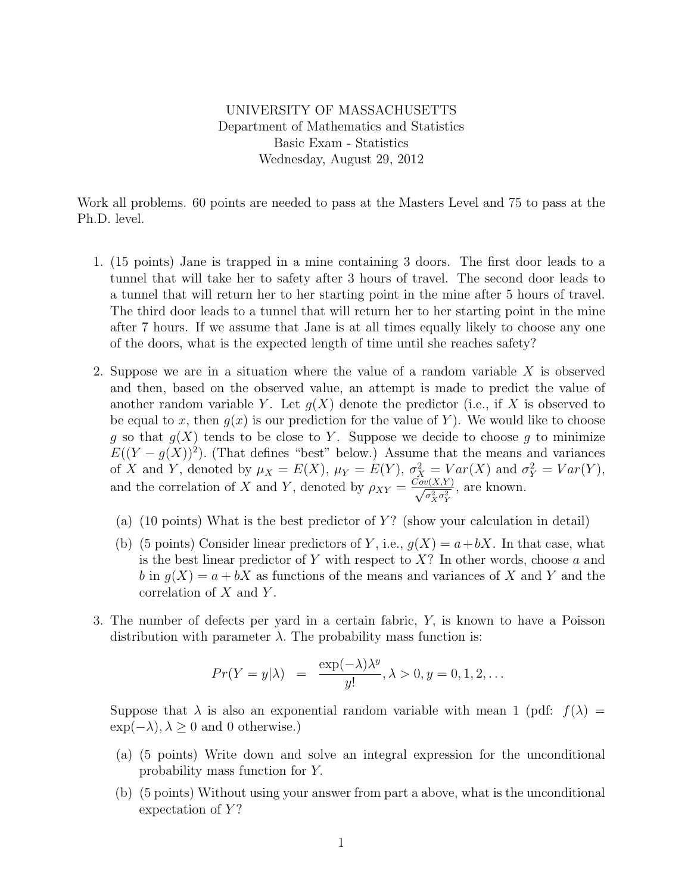UNIVERSITY OF MASSACHUSETTS
Department of Mathematics and Statistics
Basic Exam - Statistics
Wednesday, August 29, 2012

Work all problems. 60 points are needed to pass at the Masters Level and 75 to pass at the Ph.D. level.

1. (15 points) Jane is trapped in a mine containing 3 doors. The first door leads to a tunnel that will take her to safety after 3 hours of travel. The second door leads to a tunnel that will return her to her starting point in the mine after 5 hours of travel. The third door leads to a tunnel that will return her to her starting point in the mine after 7 hours. If we assume that Jane is at all times equally likely to choose any one of the doors, what is the expected length of time until she reaches safety?

2. Suppose we are in a situation where the value of a random variable $X$ is observed and then, based on the observed value, an attempt is made to predict the value of another random variable $Y$. Let $g(X)$ denote the predictor (i.e., if $X$ is observed to be equal to $x$, then $g(x)$ is our prediction for the value of $Y$). We would like to choose $g$ so that $g(X)$ tends to be close to $Y$. Suppose we decide to choose $g$ to minimize $E((Y - g(X))^2)$. (That defines "best" below.) Assume that the means and variances of $X$ and $Y$, denoted by $\mu_X = E(X)$, $\mu_Y = E(Y)$, $\sigma_X^2 = Var(X)$ and $\sigma_Y^2 = Var(Y)$, and the correlation of $X$ and $Y$, denoted by $\rho_{XY} = \frac{Cov(X,Y)}{\sqrt{\sigma_X^2 \sigma_Y^2}}$, are known.

   (a) (10 points) What is the best predictor of $Y$? (show your calculation in detail)

   (b) (5 points) Consider linear predictors of $Y$, i.e., $g(X) = a + bX$. In that case, what is the best linear predictor of $Y$ with respect to $X$? In other words, choose $a$ and $b$ in $g(X) = a + bX$ as functions of the means and variances of $X$ and $Y$ and the correlation of $X$ and $Y$.

3. The number of defects per yard in a certain fabric, $Y$, is known to have a Poisson distribution with parameter $\lambda$. The probability mass function is:

$$Pr(Y = y|\lambda) \quad = \quad \frac{\exp(-\lambda)\lambda^y}{y!}, \lambda > 0, y = 0, 1, 2, \ldots$$

   Suppose that $\lambda$ is also an exponential random variable with mean 1 (pdf: $f(\lambda) = \exp(-\lambda), \lambda \geq 0$ and 0 otherwise.)

   (a) (5 points) Write down and solve an integral expression for the unconditional probability mass function for $Y$.

   (b) (5 points) Without using your answer from part a above, what is the unconditional expectation of $Y$?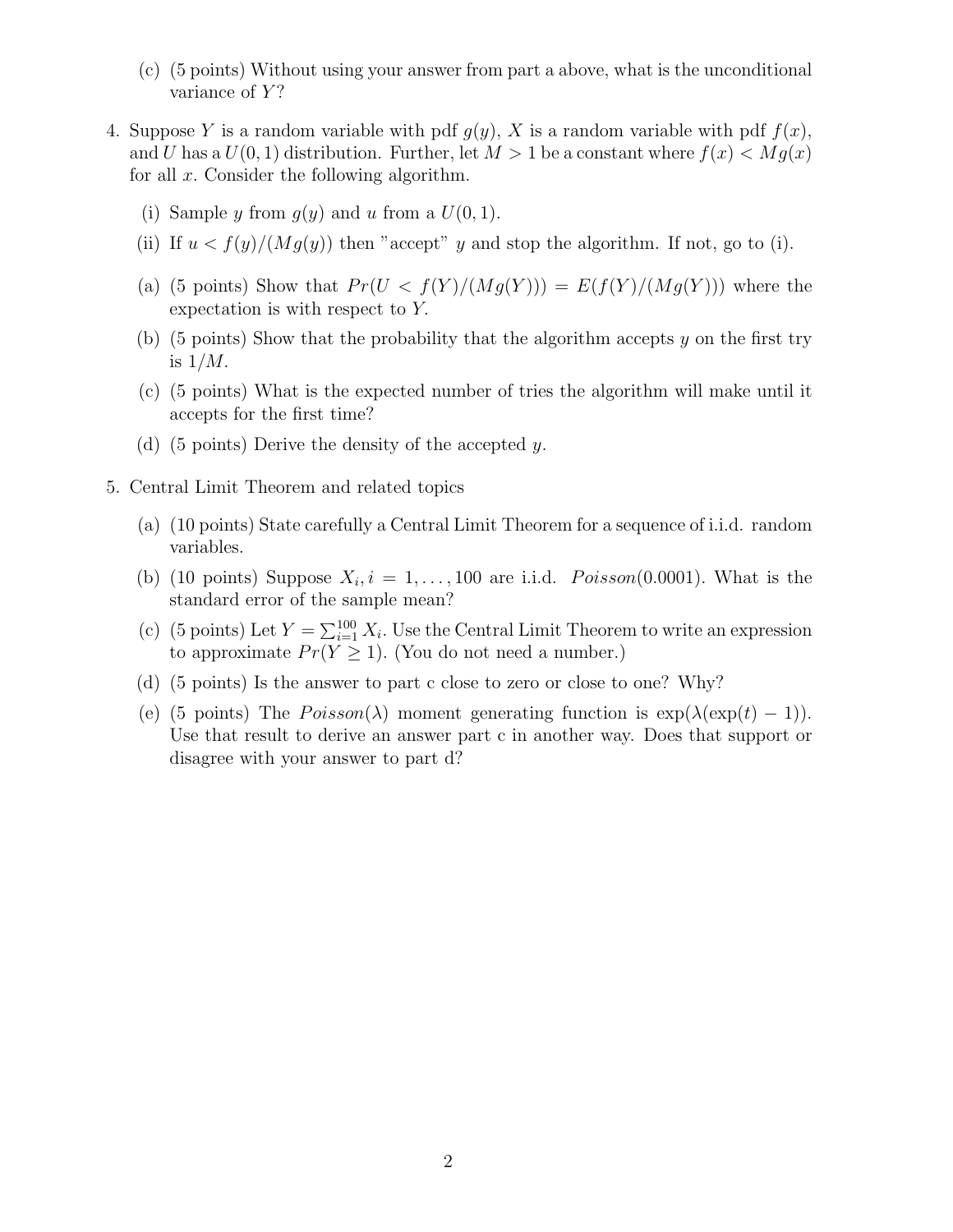(c) (5 points) Without using your answer from part a above, what is the unconditional variance of $Y$?

4. Suppose $Y$ is a random variable with pdf $g(y)$, $X$ is a random variable with pdf $f(x)$, and $U$ has a $U(0,1)$ distribution. Further, let $M > 1$ be a constant where $f(x) < Mg(x)$ for all $x$. Consider the following algorithm.

   (i) Sample $y$ from $g(y)$ and $u$ from a $U(0,1)$.

   (ii) If $u < f(y)/(Mg(y))$ then "accept" $y$ and stop the algorithm. If not, go to (i).

   (a) (5 points) Show that $Pr(U < f(Y)/(Mg(Y))) = E(f(Y)/(Mg(Y)))$ where the expectation is with respect to $Y$.

   (b) (5 points) Show that the probability that the algorithm accepts $y$ on the first try is $1/M$.

   (c) (5 points) What is the expected number of tries the algorithm will make until it accepts for the first time?

   (d) (5 points) Derive the density of the accepted $y$.

5. Central Limit Theorem and related topics

   (a) (10 points) State carefully a Central Limit Theorem for a sequence of i.i.d. random variables.

   (b) (10 points) Suppose $X_i, i = 1, \ldots, 100$ are i.i.d. $Poisson(0.0001)$. What is the standard error of the sample mean?

   (c) (5 points) Let $Y = \sum_{i=1}^{100} X_i$. Use the Central Limit Theorem to write an expression to approximate $Pr(Y \geq 1)$. (You do not need a number.)

   (d) (5 points) Is the answer to part c close to zero or close to one? Why?

   (e) (5 points) The $Poisson(\lambda)$ moment generating function is $\exp(\lambda(\exp(t) - 1))$. Use that result to derive an answer part c in another way. Does that support or disagree with your answer to part d?